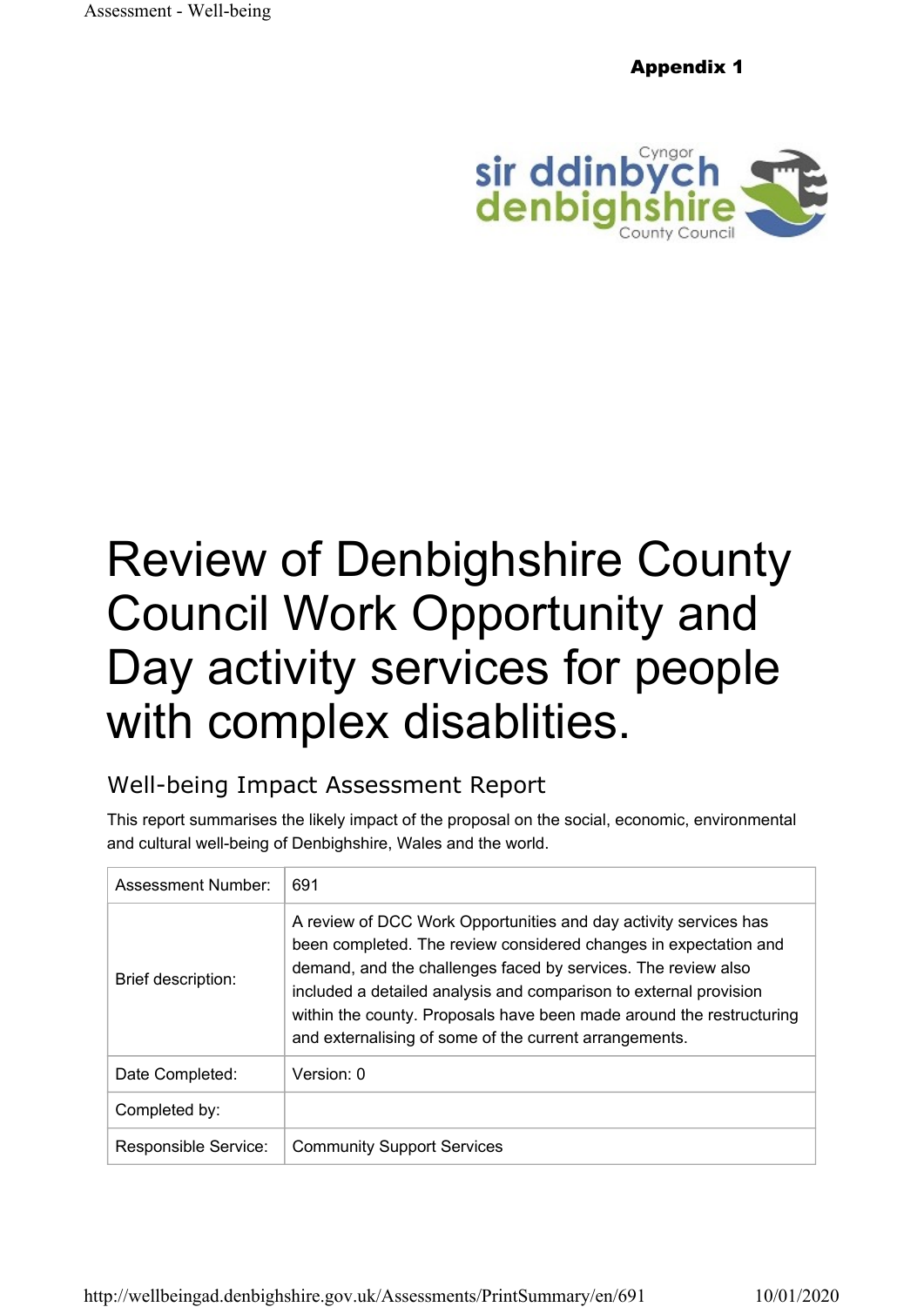**Appendix 1**

# Review of Denbighshire County Council Work Opportunity and Day activity services for people with complex disablities.

## Well-being Impact Assessment Report

This report summarises the likely impact of the proposal on the social, economic, environmental and cultural well-being of Denbighshire, Wales and the world.

| | |
|---|---|
| Assessment Number: | 691 |
| Brief description: | A review of DCC Work Opportunities and day activity services has been completed. The review considered changes in expectation and demand, and the challenges faced by services. The review also included a detailed analysis and comparison to external provision within the county. Proposals have been made around the restructuring and externalising of some of the current arrangements. |
| Date Completed: | Version: 0 |
| Completed by: | |
| Responsible Service: | Community Support Services |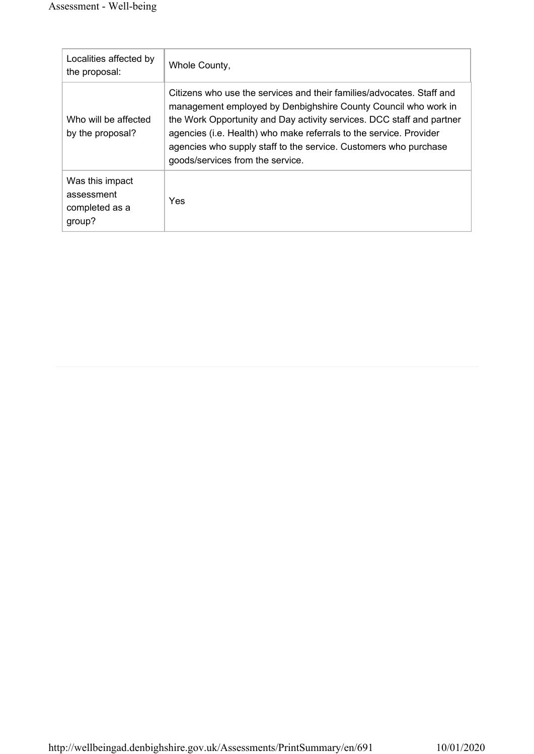| Localities affected by the proposal: | Whole County, |
| --- | --- |
| Who will be affected by the proposal? | Citizens who use the services and their families/advocates. Staff and management employed by Denbighshire County Council who work in the Work Opportunity and Day activity services. DCC staff and partner agencies (i.e. Health) who make referrals to the service. Provider agencies who supply staff to the service. Customers who purchase goods/services from the service. |
| Was this impact assessment completed as a group? | Yes |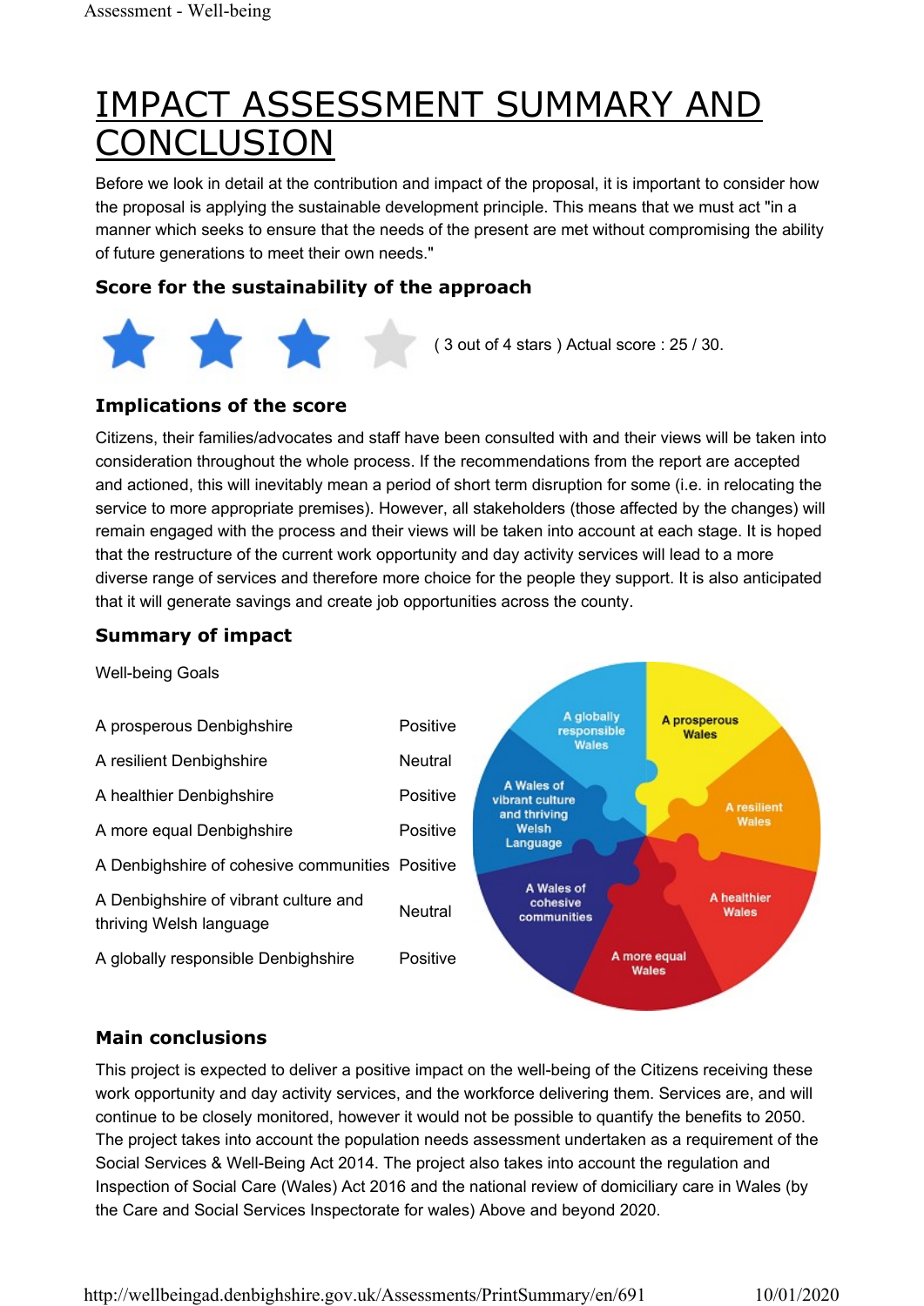# IMPACT ASSESSMENT SUMMARY AND CONCLUSION

Before we look in detail at the contribution and impact of the proposal, it is important to consider how the proposal is applying the sustainable development principle. This means that we must act "in a manner which seeks to ensure that the needs of the present are met without compromising the ability of future generations to meet their own needs."

### Score for the sustainability of the approach

( 3 out of 4 stars ) Actual score : 25 / 30.

### Implications of the score

Citizens, their families/advocates and staff have been consulted with and their views will be taken into consideration throughout the whole process. If the recommendations from the report are accepted and actioned, this will inevitably mean a period of short term disruption for some (i.e. in relocating the service to more appropriate premises). However, all stakeholders (those affected by the changes) will remain engaged with the process and their views will be taken into account at each stage. It is hoped that the restructure of the current work opportunity and day activity services will lead to a more diverse range of services and therefore more choice for the people they support. It is also anticipated that it will generate savings and create job opportunities across the county.

### Summary of impact

| Well-being Goals | |
|---|---|
| A prosperous Denbighshire | Positive |
| A resilient Denbighshire | Neutral |
| A healthier Denbighshire | Positive |
| A more equal Denbighshire | Positive |
| A Denbighshire of cohesive communities | Positive |
| A Denbighshire of vibrant culture and thriving Welsh language | Neutral |
| A globally responsible Denbighshire | Positive |

### Main conclusions

This project is expected to deliver a positive impact on the well-being of the Citizens receiving these work opportunity and day activity services, and the workforce delivering them. Services are, and will continue to be closely monitored, however it would not be possible to quantify the benefits to 2050. The project takes into account the population needs assessment undertaken as a requirement of the Social Services & Well-Being Act 2014. The project also takes into account the regulation and Inspection of Social Care (Wales) Act 2016 and the national review of domiciliary care in Wales (by the Care and Social Services Inspectorate for wales) Above and beyond 2020.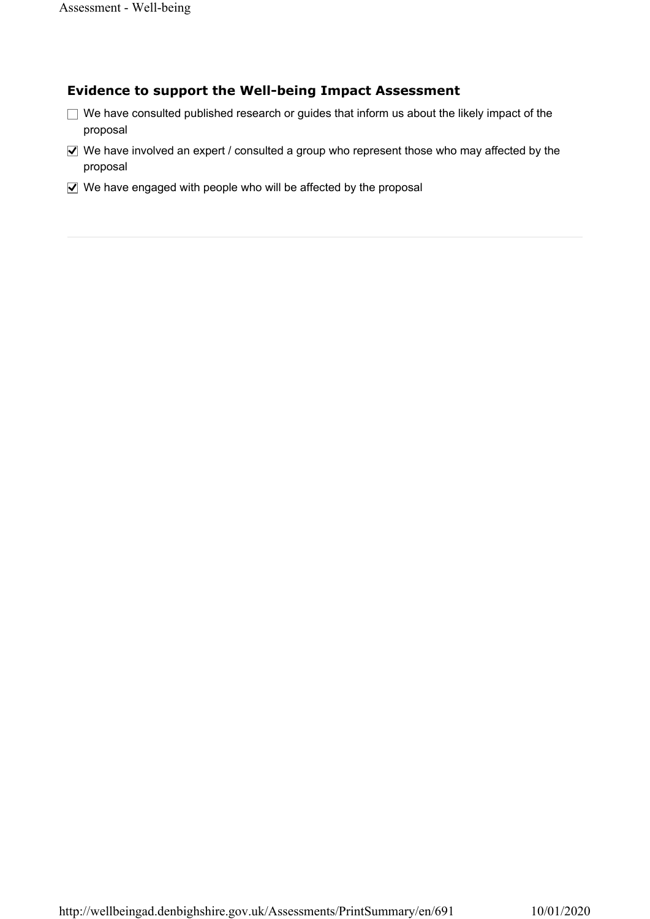### Evidence to support the Well-being Impact Assessment

- [ ] We have consulted published research or guides that inform us about the likely impact of the proposal
- [x] We have involved an expert / consulted a group who represent those who may affected by the proposal
- [x] We have engaged with people who will be affected by the proposal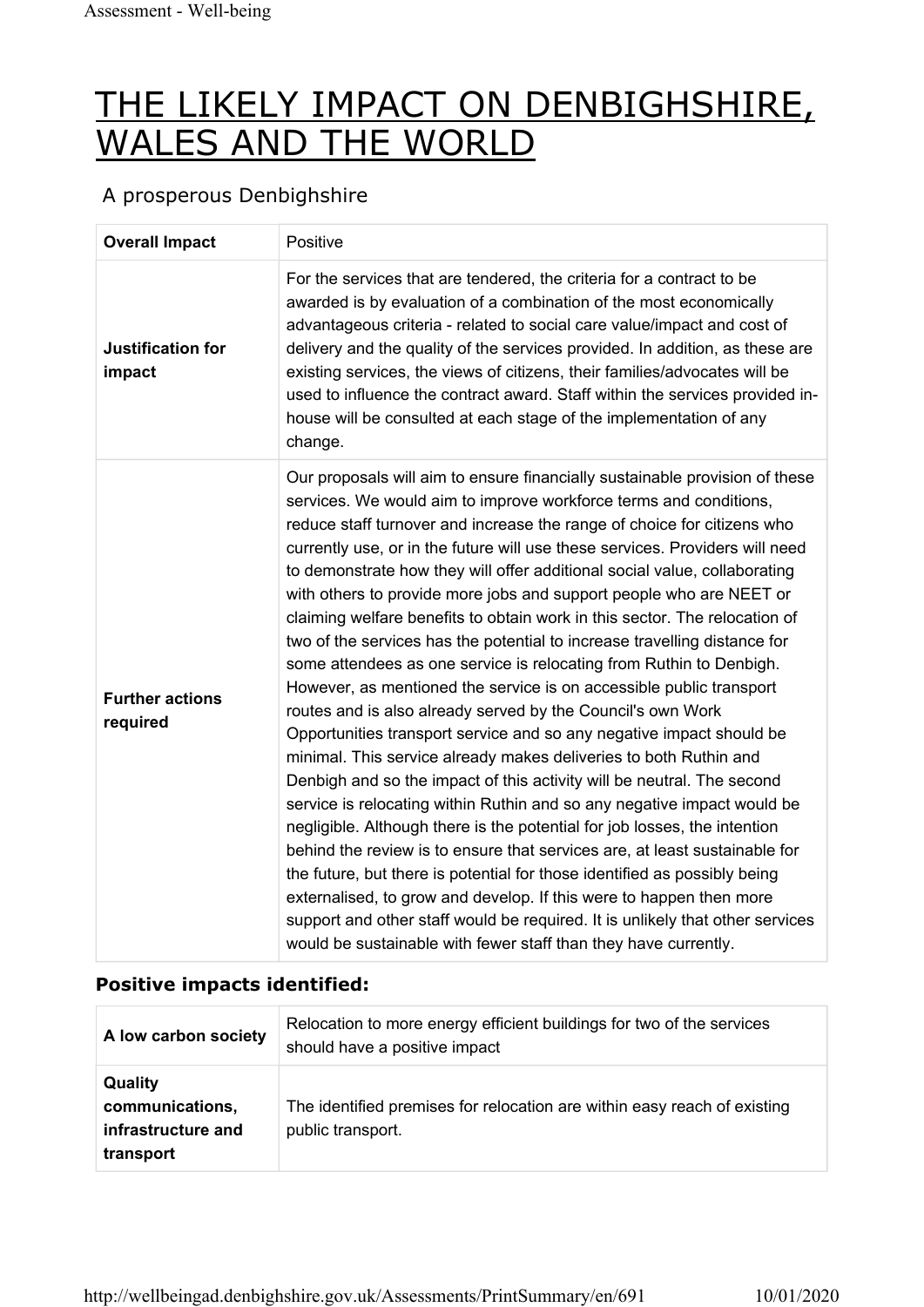# THE LIKELY IMPACT ON DENBIGHSHIRE, WALES AND THE WORLD

## A prosperous Denbighshire

| **Overall Impact** | Positive |
|---|---|
| **Justification for impact** | For the services that are tendered, the criteria for a contract to be awarded is by evaluation of a combination of the most economically advantageous criteria - related to social care value/impact and cost of delivery and the quality of the services provided. In addition, as these are existing services, the views of citizens, their families/advocates will be used to influence the contract award. Staff within the services provided in-house will be consulted at each stage of the implementation of any change. |
| **Further actions required** | Our proposals will aim to ensure financially sustainable provision of these services. We would aim to improve workforce terms and conditions, reduce staff turnover and increase the range of choice for citizens who currently use, or in the future will use these services. Providers will need to demonstrate how they will offer additional social value, collaborating with others to provide more jobs and support people who are NEET or claiming welfare benefits to obtain work in this sector. The relocation of two of the services has the potential to increase travelling distance for some attendees as one service is relocating from Ruthin to Denbigh. However, as mentioned the service is on accessible public transport routes and is also already served by the Council's own Work Opportunities transport service and so any negative impact should be minimal. This service already makes deliveries to both Ruthin and Denbigh and so the impact of this activity will be neutral. The second service is relocating within Ruthin and so any negative impact would be negligible. Although there is the potential for job losses, the intention behind the review is to ensure that services are, at least sustainable for the future, but there is potential for those identified as possibly being externalised, to grow and develop. If this were to happen then more support and other staff would be required. It is unlikely that other services would be sustainable with fewer staff than they have currently. |

### Positive impacts identified:

| | |
|---|---|
| **A low carbon society** | Relocation to more energy efficient buildings for two of the services should have a positive impact |
| **Quality communications, infrastructure and transport** | The identified premises for relocation are within easy reach of existing public transport. |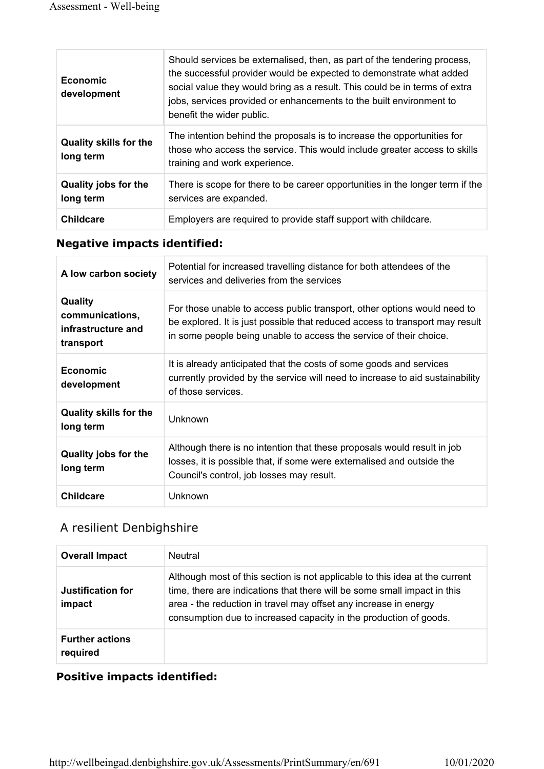| | |
|---|---|
| **Economic development** | Should services be externalised, then, as part of the tendering process, the successful provider would be expected to demonstrate what added social value they would bring as a result. This could be in terms of extra jobs, services provided or enhancements to the built environment to benefit the wider public. |
| **Quality skills for the long term** | The intention behind the proposals is to increase the opportunities for those who access the service. This would include greater access to skills training and work experience. |
| **Quality jobs for the long term** | There is scope for there to be career opportunities in the longer term if the services are expanded. |
| **Childcare** | Employers are required to provide staff support with childcare. |

### Negative impacts identified:

| | |
|---|---|
| **A low carbon society** | Potential for increased travelling distance for both attendees of the services and deliveries from the services |
| **Quality communications, infrastructure and transport** | For those unable to access public transport, other options would need to be explored. It is just possible that reduced access to transport may result in some people being unable to access the service of their choice. |
| **Economic development** | It is already anticipated that the costs of some goods and services currently provided by the service will need to increase to aid sustainability of those services. |
| **Quality skills for the long term** | Unknown |
| **Quality jobs for the long term** | Although there is no intention that these proposals would result in job losses, it is possible that, if some were externalised and outside the Council's control, job losses may result. |
| **Childcare** | Unknown |

## A resilient Denbighshire

| | |
|---|---|
| **Overall Impact** | Neutral |
| **Justification for impact** | Although most of this section is not applicable to this idea at the current time, there are indications that there will be some small impact in this area - the reduction in travel may offset any increase in energy consumption due to increased capacity in the production of goods. |
| **Further actions required** | |

### Positive impacts identified: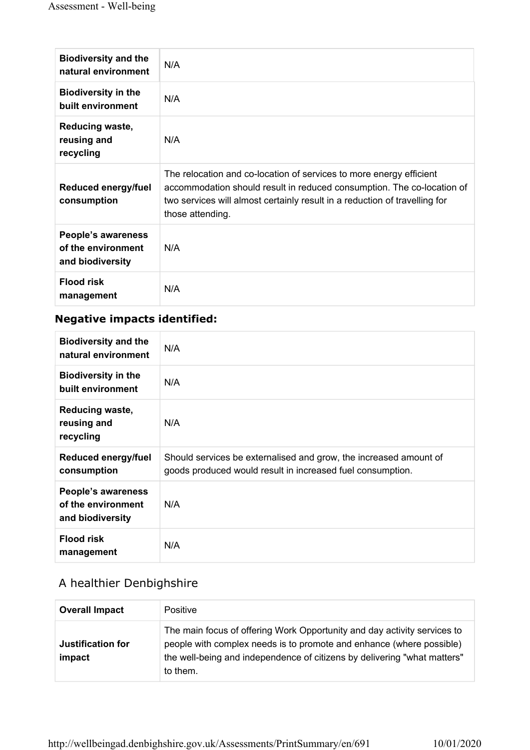| | |
|---|---|
| **Biodiversity and the natural environment** | N/A |
| **Biodiversity in the built environment** | N/A |
| **Reducing waste, reusing and recycling** | N/A |
| **Reduced energy/fuel consumption** | The relocation and co-location of services to more energy efficient accommodation should result in reduced consumption. The co-location of two services will almost certainly result in a reduction of travelling for those attending. |
| **People's awareness of the environment and biodiversity** | N/A |
| **Flood risk management** | N/A |

### Negative impacts identified:

| | |
|---|---|
| **Biodiversity and the natural environment** | N/A |
| **Biodiversity in the built environment** | N/A |
| **Reducing waste, reusing and recycling** | N/A |
| **Reduced energy/fuel consumption** | Should services be externalised and grow, the increased amount of goods produced would result in increased fuel consumption. |
| **People's awareness of the environment and biodiversity** | N/A |
| **Flood risk management** | N/A |

## A healthier Denbighshire

| | |
|---|---|
| **Overall Impact** | Positive |
| **Justification for impact** | The main focus of offering Work Opportunity and day activity services to people with complex needs is to promote and enhance (where possible) the well-being and independence of citizens by delivering "what matters" to them. |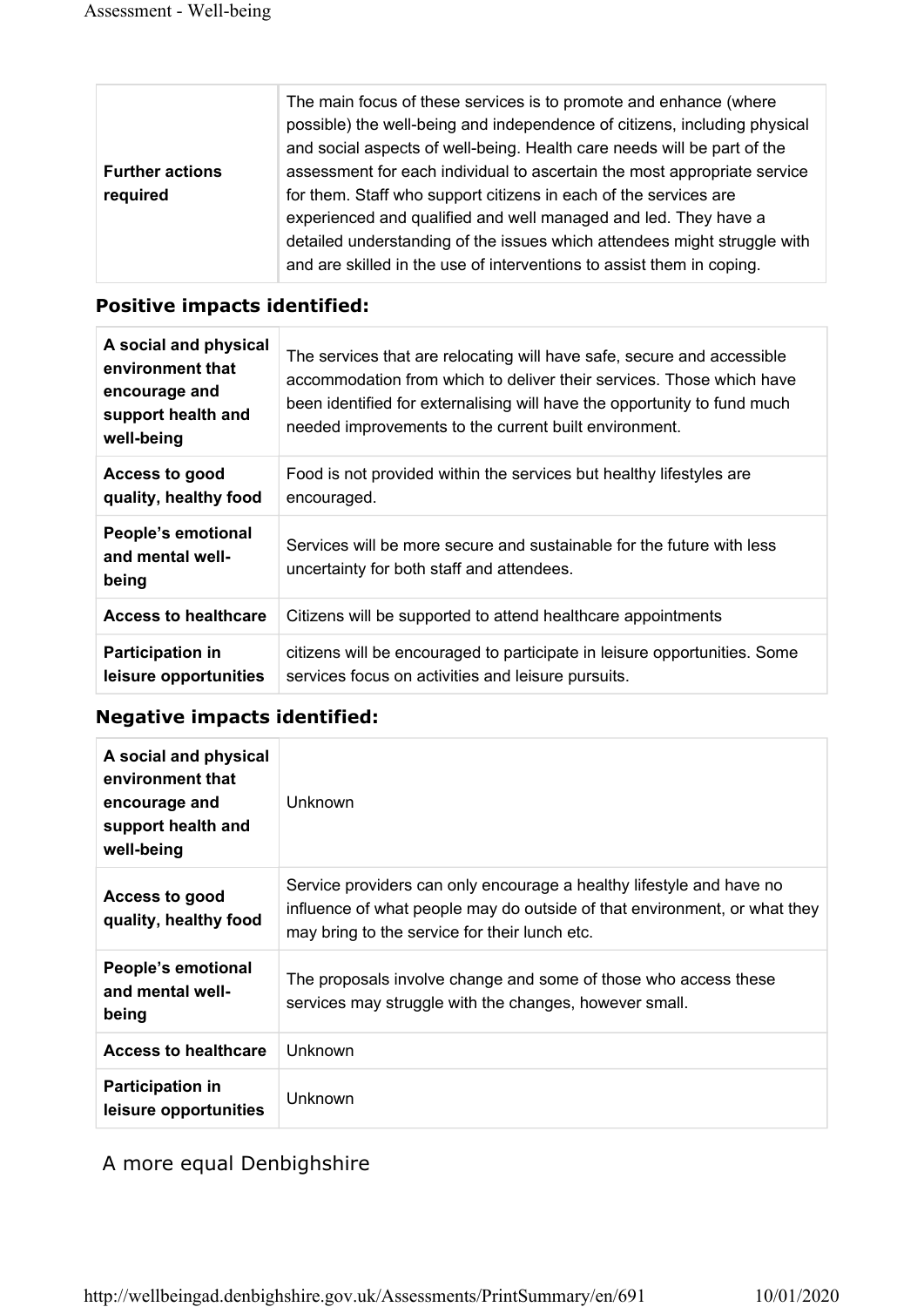| | |
|---|---|
| **Further actions required** | The main focus of these services is to promote and enhance (where possible) the well-being and independence of citizens, including physical and social aspects of well-being. Health care needs will be part of the assessment for each individual to ascertain the most appropriate service for them. Staff who support citizens in each of the services are experienced and qualified and well managed and led. They have a detailed understanding of the issues which attendees might struggle with and are skilled in the use of interventions to assist them in coping. |

### Positive impacts identified:

| | |
|---|---|
| **A social and physical environment that encourage and support health and well-being** | The services that are relocating will have safe, secure and accessible accommodation from which to deliver their services. Those which have been identified for externalising will have the opportunity to fund much needed improvements to the current built environment. |
| **Access to good quality, healthy food** | Food is not provided within the services but healthy lifestyles are encouraged. |
| **People's emotional and mental well-being** | Services will be more secure and sustainable for the future with less uncertainty for both staff and attendees. |
| **Access to healthcare** | Citizens will be supported to attend healthcare appointments |
| **Participation in leisure opportunities** | citizens will be encouraged to participate in leisure opportunities. Some services focus on activities and leisure pursuits. |

### Negative impacts identified:

| | |
|---|---|
| **A social and physical environment that encourage and support health and well-being** | Unknown |
| **Access to good quality, healthy food** | Service providers can only encourage a healthy lifestyle and have no influence of what people may do outside of that environment, or what they may bring to the service for their lunch etc. |
| **People's emotional and mental well-being** | The proposals involve change and some of those who access these services may struggle with the changes, however small. |
| **Access to healthcare** | Unknown |
| **Participation in leisure opportunities** | Unknown |

## A more equal Denbighshire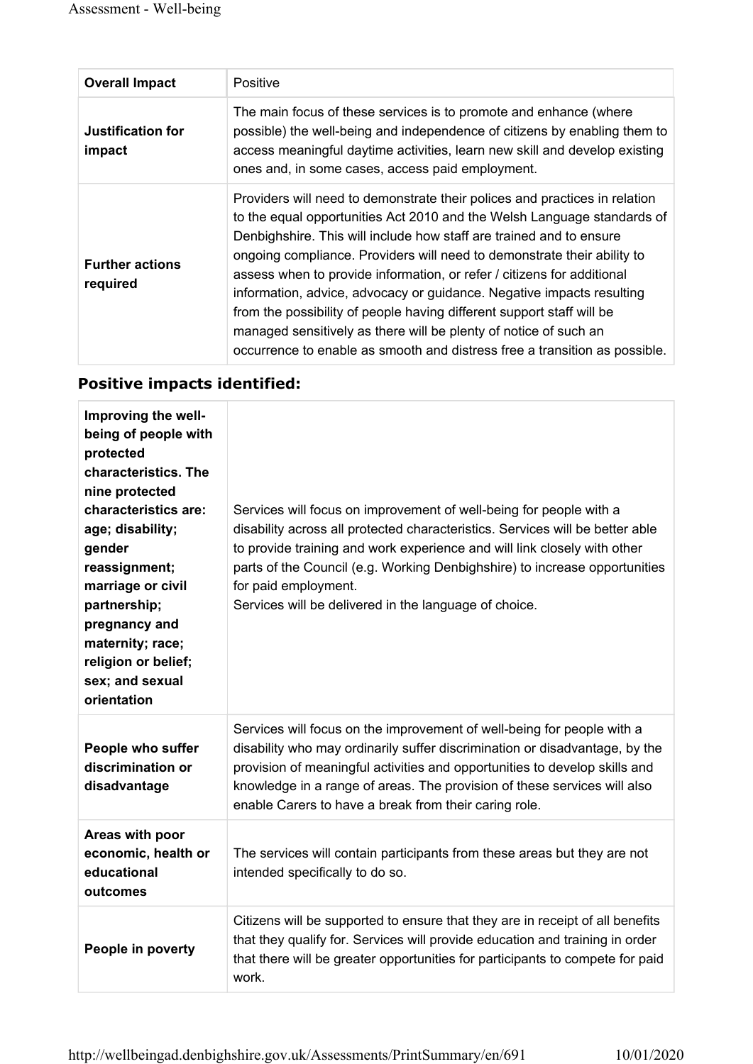| **Overall Impact** | Positive |
|---|---|
| **Justification for impact** | The main focus of these services is to promote and enhance (where possible) the well-being and independence of citizens by enabling them to access meaningful daytime activities, learn new skill and develop existing ones and, in some cases, access paid employment. |
| **Further actions required** | Providers will need to demonstrate their polices and practices in relation to the equal opportunities Act 2010 and the Welsh Language standards of Denbighshire. This will include how staff are trained and to ensure ongoing compliance. Providers will need to demonstrate their ability to assess when to provide information, or refer / citizens for additional information, advice, advocacy or guidance. Negative impacts resulting from the possibility of people having different support staff will be managed sensitively as there will be plenty of notice of such an occurrence to enable as smooth and distress free a transition as possible. |

## Positive impacts identified:

| | |
|---|---|
| **Improving the well-being of people with protected characteristics. The nine protected characteristics are: age; disability; gender reassignment; marriage or civil partnership; pregnancy and maternity; race; religion or belief; sex; and sexual orientation** | Services will focus on improvement of well-being for people with a disability across all protected characteristics. Services will be better able to provide training and work experience and will link closely with other parts of the Council (e.g. Working Denbighshire) to increase opportunities for paid employment.<br>Services will be delivered in the language of choice. |
| **People who suffer discrimination or disadvantage** | Services will focus on the improvement of well-being for people with a disability who may ordinarily suffer discrimination or disadvantage, by the provision of meaningful activities and opportunities to develop skills and knowledge in a range of areas. The provision of these services will also enable Carers to have a break from their caring role. |
| **Areas with poor economic, health or educational outcomes** | The services will contain participants from these areas but they are not intended specifically to do so. |
| **People in poverty** | Citizens will be supported to ensure that they are in receipt of all benefits that they qualify for. Services will provide education and training in order that there will be greater opportunities for participants to compete for paid work. |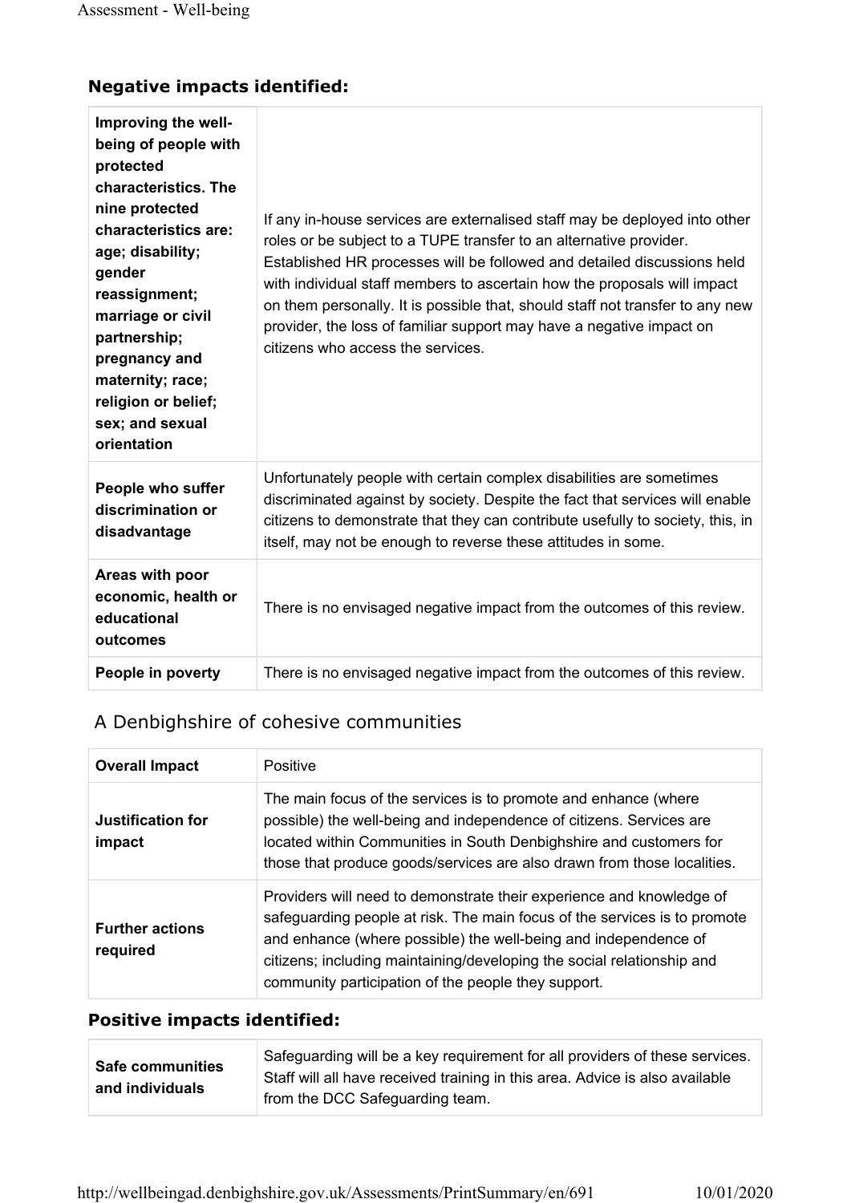### Negative impacts identified:

| | |
|---|---|
| **Improving the well-being of people with protected characteristics. The nine protected characteristics are: age; disability; gender reassignment; marriage or civil partnership; pregnancy and maternity; race; religion or belief; sex; and sexual orientation** | If any in-house services are externalised staff may be deployed into other roles or be subject to a TUPE transfer to an alternative provider. Established HR processes will be followed and detailed discussions held with individual staff members to ascertain how the proposals will impact on them personally. It is possible that, should staff not transfer to any new provider, the loss of familiar support may have a negative impact on citizens who access the services. |
| **People who suffer discrimination or disadvantage** | Unfortunately people with certain complex disabilities are sometimes discriminated against by society. Despite the fact that services will enable citizens to demonstrate that they can contribute usefully to society, this, in itself, may not be enough to reverse these attitudes in some. |
| **Areas with poor economic, health or educational outcomes** | There is no envisaged negative impact from the outcomes of this review. |
| **People in poverty** | There is no envisaged negative impact from the outcomes of this review. |

## A Denbighshire of cohesive communities

| | |
|---|---|
| **Overall Impact** | Positive |
| **Justification for impact** | The main focus of the services is to promote and enhance (where possible) the well-being and independence of citizens. Services are located within Communities in South Denbighshire and customers for those that produce goods/services are also drawn from those localities. |
| **Further actions required** | Providers will need to demonstrate their experience and knowledge of safeguarding people at risk. The main focus of the services is to promote and enhance (where possible) the well-being and independence of citizens; including maintaining/developing the social relationship and community participation of the people they support. |

### Positive impacts identified:

| | |
|---|---|
| **Safe communities and individuals** | Safeguarding will be a key requirement for all providers of these services. Staff will all have received training in this area. Advice is also available from the DCC Safeguarding team. |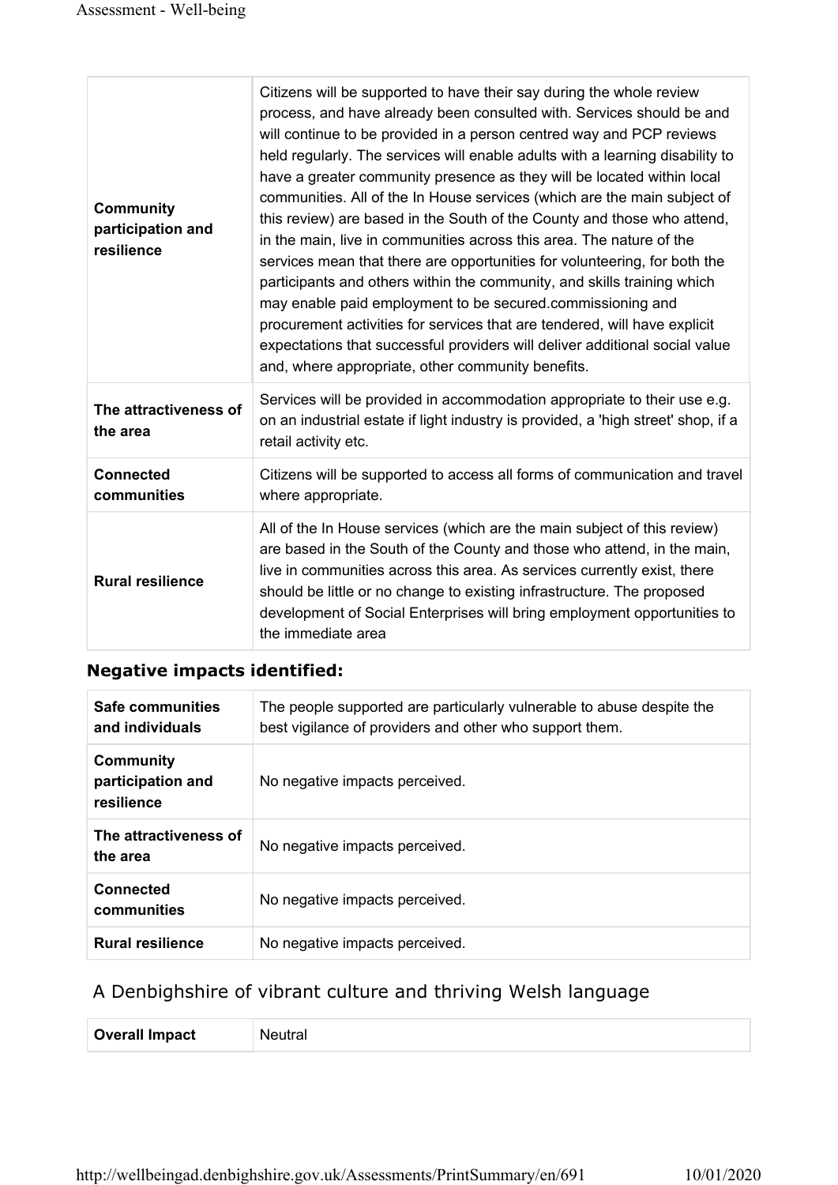| | |
|---|---|
| **Community participation and resilience** | Citizens will be supported to have their say during the whole review process, and have already been consulted with. Services should be and will continue to be provided in a person centred way and PCP reviews held regularly. The services will enable adults with a learning disability to have a greater community presence as they will be located within local communities. All of the In House services (which are the main subject of this review) are based in the South of the County and those who attend, in the main, live in communities across this area. The nature of the services mean that there are opportunities for volunteering, for both the participants and others within the community, and skills training which may enable paid employment to be secured.commissioning and procurement activities for services that are tendered, will have explicit expectations that successful providers will deliver additional social value and, where appropriate, other community benefits. |
| **The attractiveness of the area** | Services will be provided in accommodation appropriate to their use e.g. on an industrial estate if light industry is provided, a 'high street' shop, if a retail activity etc. |
| **Connected communities** | Citizens will be supported to access all forms of communication and travel where appropriate. |
| **Rural resilience** | All of the In House services (which are the main subject of this review) are based in the South of the County and those who attend, in the main, live in communities across this area. As services currently exist, there should be little or no change to existing infrastructure. The proposed development of Social Enterprises will bring employment opportunities to the immediate area |

### Negative impacts identified:

| | |
|---|---|
| **Safe communities and individuals** | The people supported are particularly vulnerable to abuse despite the best vigilance of providers and other who support them. |
| **Community participation and resilience** | No negative impacts perceived. |
| **The attractiveness of the area** | No negative impacts perceived. |
| **Connected communities** | No negative impacts perceived. |
| **Rural resilience** | No negative impacts perceived. |

## A Denbighshire of vibrant culture and thriving Welsh language

| | |
|---|---|
| **Overall Impact** | Neutral |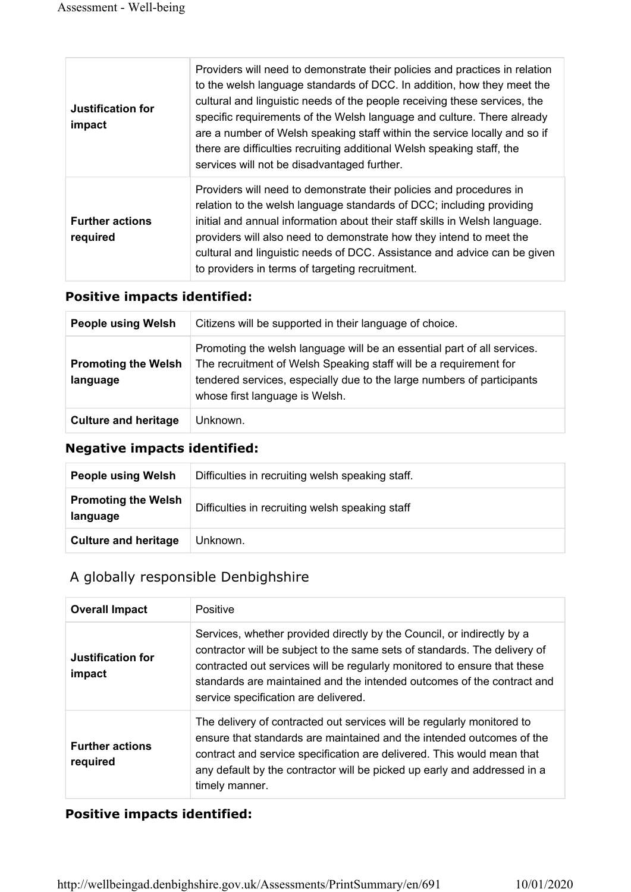| | |
|---|---|
| **Justification for impact** | Providers will need to demonstrate their policies and practices in relation to the welsh language standards of DCC. In addition, how they meet the cultural and linguistic needs of the people receiving these services, the specific requirements of the Welsh language and culture. There already are a number of Welsh speaking staff within the service locally and so if there are difficulties recruiting additional Welsh speaking staff, the services will not be disadvantaged further. |
| **Further actions required** | Providers will need to demonstrate their policies and procedures in relation to the welsh language standards of DCC; including providing initial and annual information about their staff skills in Welsh language. providers will also need to demonstrate how they intend to meet the cultural and linguistic needs of DCC. Assistance and advice can be given to providers in terms of targeting recruitment. |

### Positive impacts identified:

| | |
|---|---|
| **People using Welsh** | Citizens will be supported in their language of choice. |
| **Promoting the Welsh language** | Promoting the welsh language will be an essential part of all services. The recruitment of Welsh Speaking staff will be a requirement for tendered services, especially due to the large numbers of participants whose first language is Welsh. |
| **Culture and heritage** | Unknown. |

### Negative impacts identified:

| | |
|---|---|
| **People using Welsh** | Difficulties in recruiting welsh speaking staff. |
| **Promoting the Welsh language** | Difficulties in recruiting welsh speaking staff |
| **Culture and heritage** | Unknown. |

## A globally responsible Denbighshire

| | |
|---|---|
| **Overall Impact** | Positive |
| **Justification for impact** | Services, whether provided directly by the Council, or indirectly by a contractor will be subject to the same sets of standards. The delivery of contracted out services will be regularly monitored to ensure that these standards are maintained and the intended outcomes of the contract and service specification are delivered. |
| **Further actions required** | The delivery of contracted out services will be regularly monitored to ensure that standards are maintained and the intended outcomes of the contract and service specification are delivered. This would mean that any default by the contractor will be picked up early and addressed in a timely manner. |

### Positive impacts identified: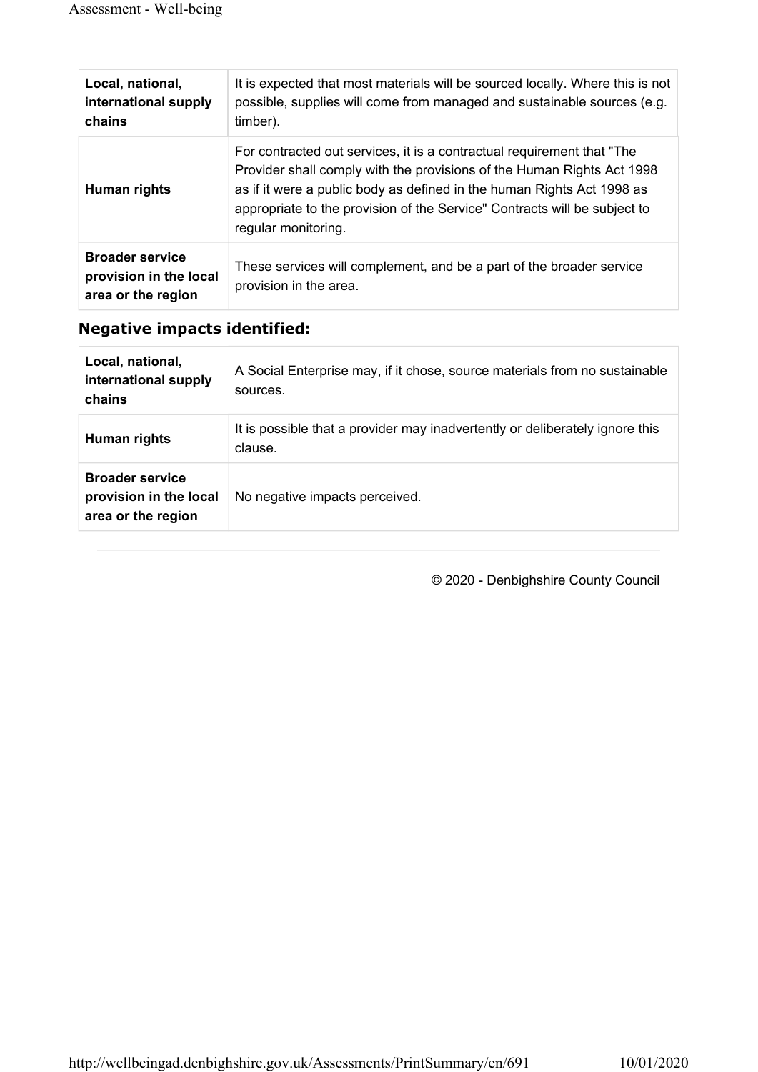| | |
|---|---|
| **Local, national, international supply chains** | It is expected that most materials will be sourced locally. Where this is not possible, supplies will come from managed and sustainable sources (e.g. timber). |
| **Human rights** | For contracted out services, it is a contractual requirement that "The Provider shall comply with the provisions of the Human Rights Act 1998 as if it were a public body as defined in the human Rights Act 1998 as appropriate to the provision of the Service" Contracts will be subject to regular monitoring. |
| **Broader service provision in the local area or the region** | These services will complement, and be a part of the broader service provision in the area. |

### Negative impacts identified:

| | |
|---|---|
| **Local, national, international supply chains** | A Social Enterprise may, if it chose, source materials from no sustainable sources. |
| **Human rights** | It is possible that a provider may inadvertently or deliberately ignore this clause. |
| **Broader service provision in the local area or the region** | No negative impacts perceived. |

© 2020 - Denbighshire County Council